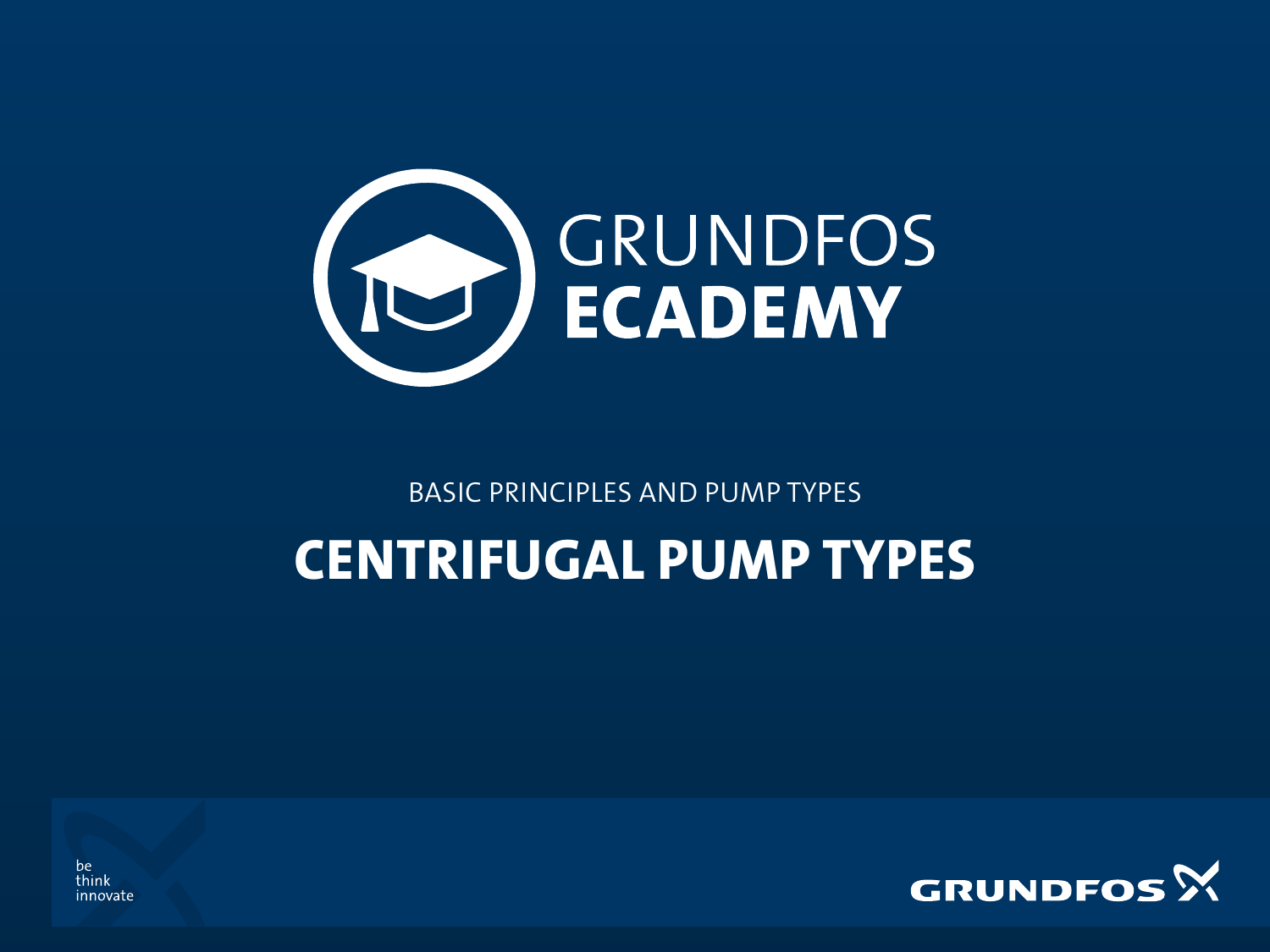GRUNDFOS
**ECADEMY**

BASIC PRINCIPLES AND PUMP TYPES

# CENTRIFUGAL PUMP TYPES

be
think
innovate

GRUNDFOS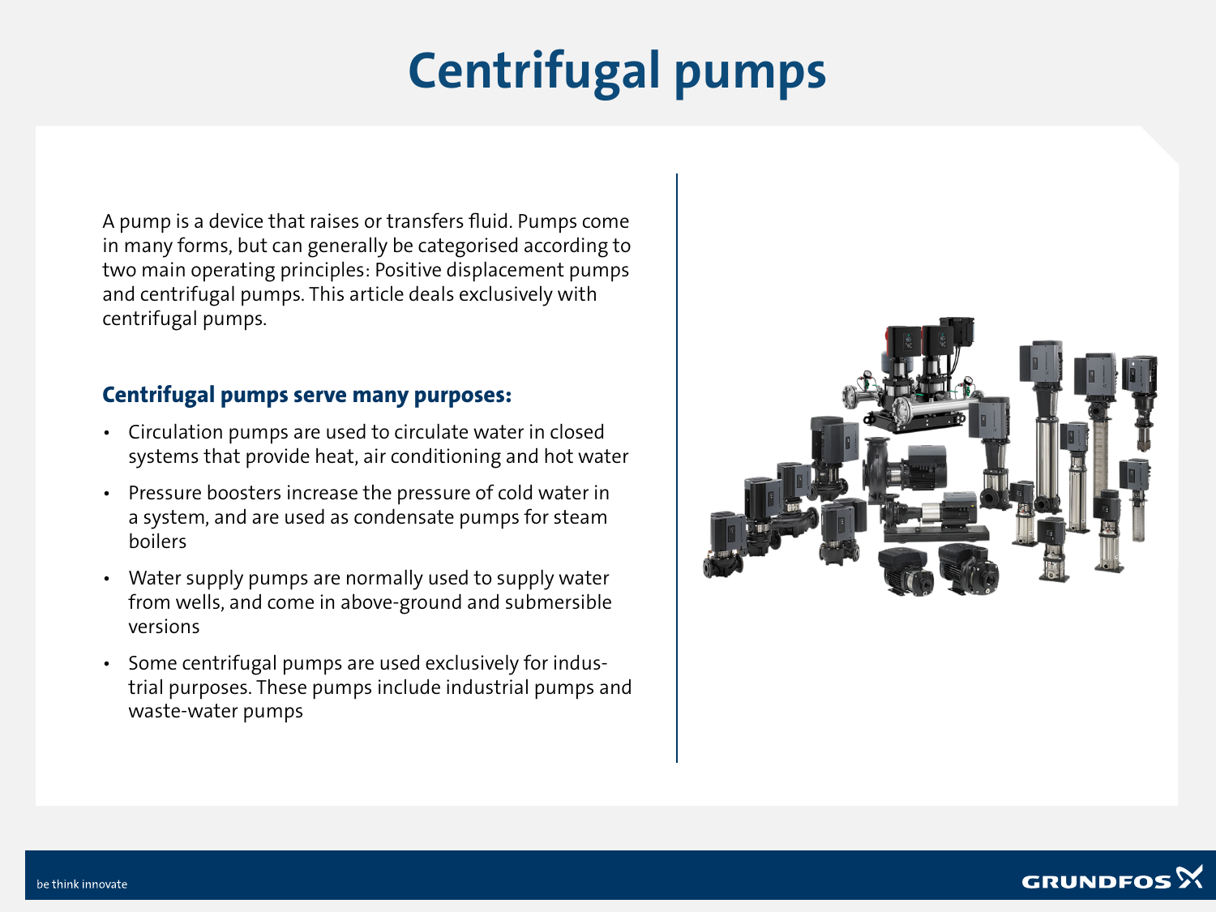# Centrifugal pumps

A pump is a device that raises or transfers fluid. Pumps come in many forms, but can generally be categorised according to two main operating principles: Positive displacement pumps and centrifugal pumps. This article deals exclusively with centrifugal pumps.

## Centrifugal pumps serve many purposes:

- Circulation pumps are used to circulate water in closed systems that provide heat, air conditioning and hot water
- Pressure boosters increase the pressure of cold water in a system, and are used as condensate pumps for steam boilers
- Water supply pumps are normally used to supply water from wells, and come in above-ground and submersible versions
- Some centrifugal pumps are used exclusively for industrial purposes. These pumps include industrial pumps and waste-water pumps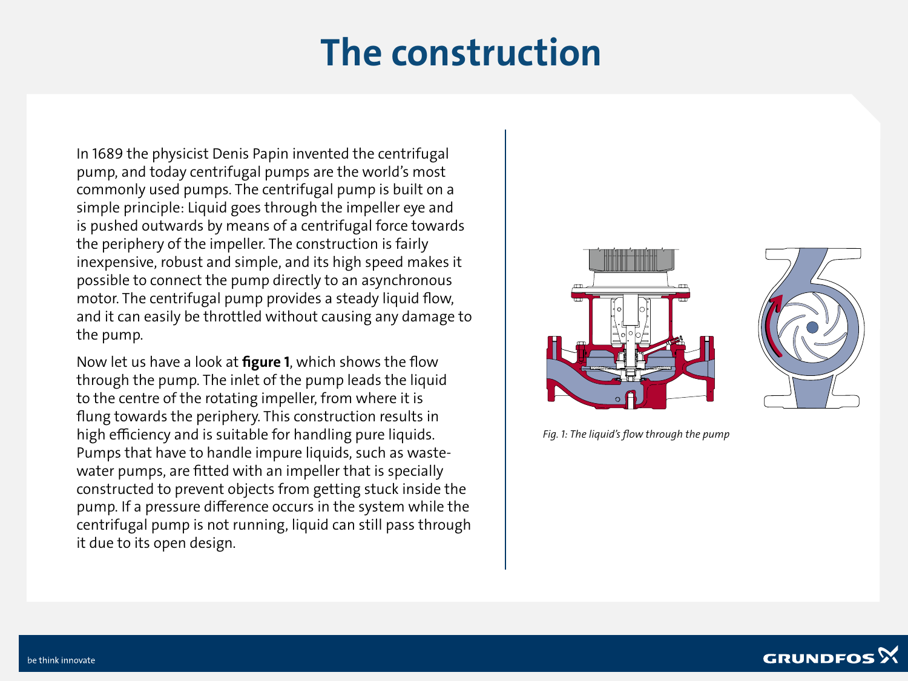# The construction

In 1689 the physicist Denis Papin invented the centrifugal pump, and today centrifugal pumps are the world's most commonly used pumps. The centrifugal pump is built on a simple principle: Liquid goes through the impeller eye and is pushed outwards by means of a centrifugal force towards the periphery of the impeller. The construction is fairly inexpensive, robust and simple, and its high speed makes it possible to connect the pump directly to an asynchronous motor. The centrifugal pump provides a steady liquid flow, and it can easily be throttled without causing any damage to the pump.

Now let us have a look at **figure 1**, which shows the flow through the pump. The inlet of the pump leads the liquid to the centre of the rotating impeller, from where it is flung towards the periphery. This construction results in high efficiency and is suitable for handling pure liquids. Pumps that have to handle impure liquids, such as waste-water pumps, are fitted with an impeller that is specially constructed to prevent objects from getting stuck inside the pump. If a pressure difference occurs in the system while the centrifugal pump is not running, liquid can still pass through it due to its open design.

*Fig. 1: The liquid's flow through the pump*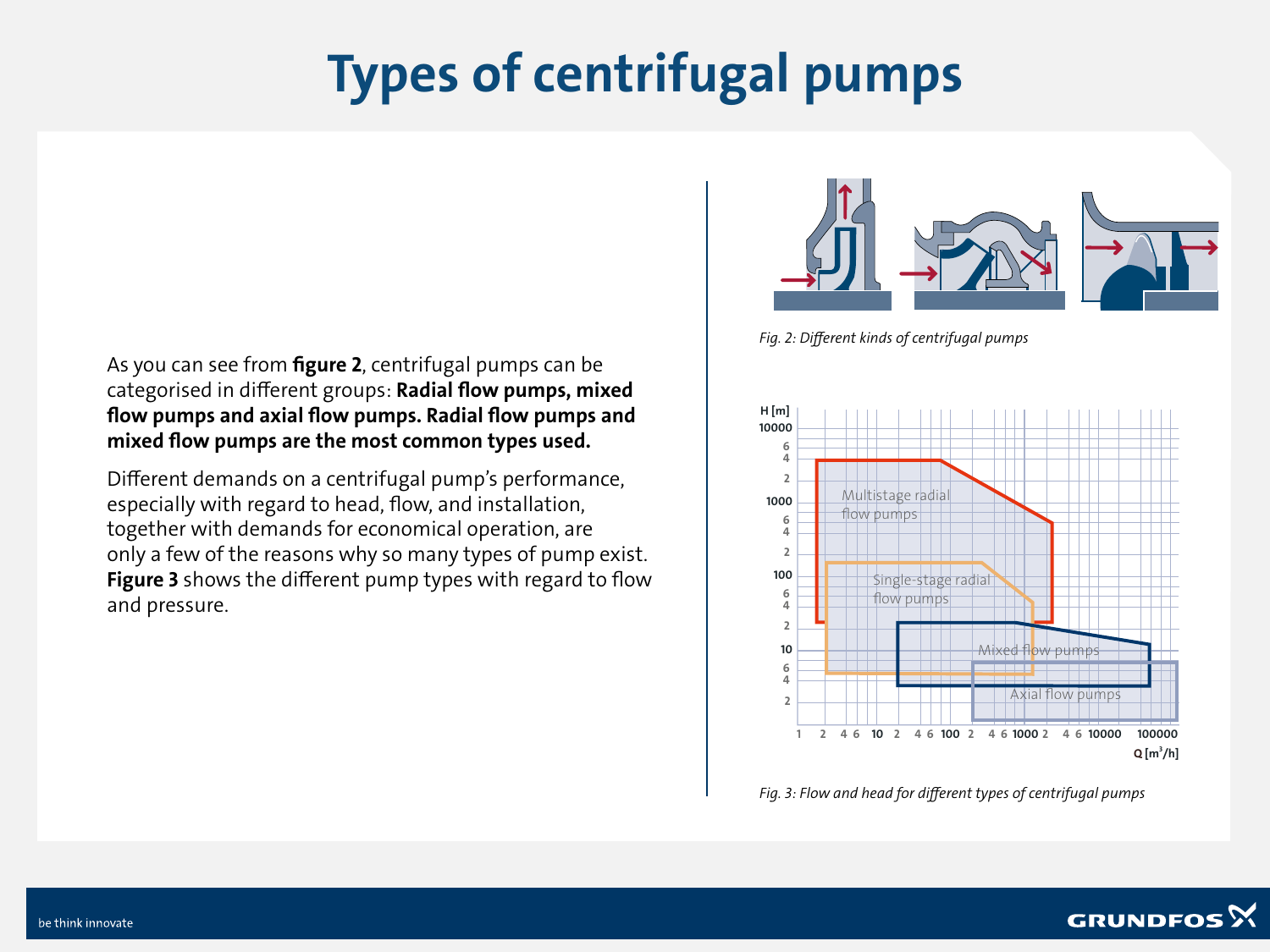# Types of centrifugal pumps

As you can see from **figure 2**, centrifugal pumps can be categorised in different groups: **Radial flow pumps, mixed flow pumps and axial flow pumps. Radial flow pumps and mixed flow pumps are the most common types used.**

Different demands on a centrifugal pump's performance, especially with regard to head, flow, and installation, together with demands for economical operation, are only a few of the reasons why so many types of pump exist. **Figure 3** shows the different pump types with regard to flow and pressure.

*Fig. 2: Different kinds of centrifugal pumps*

*Fig. 3: Flow and head for different types of centrifugal pumps*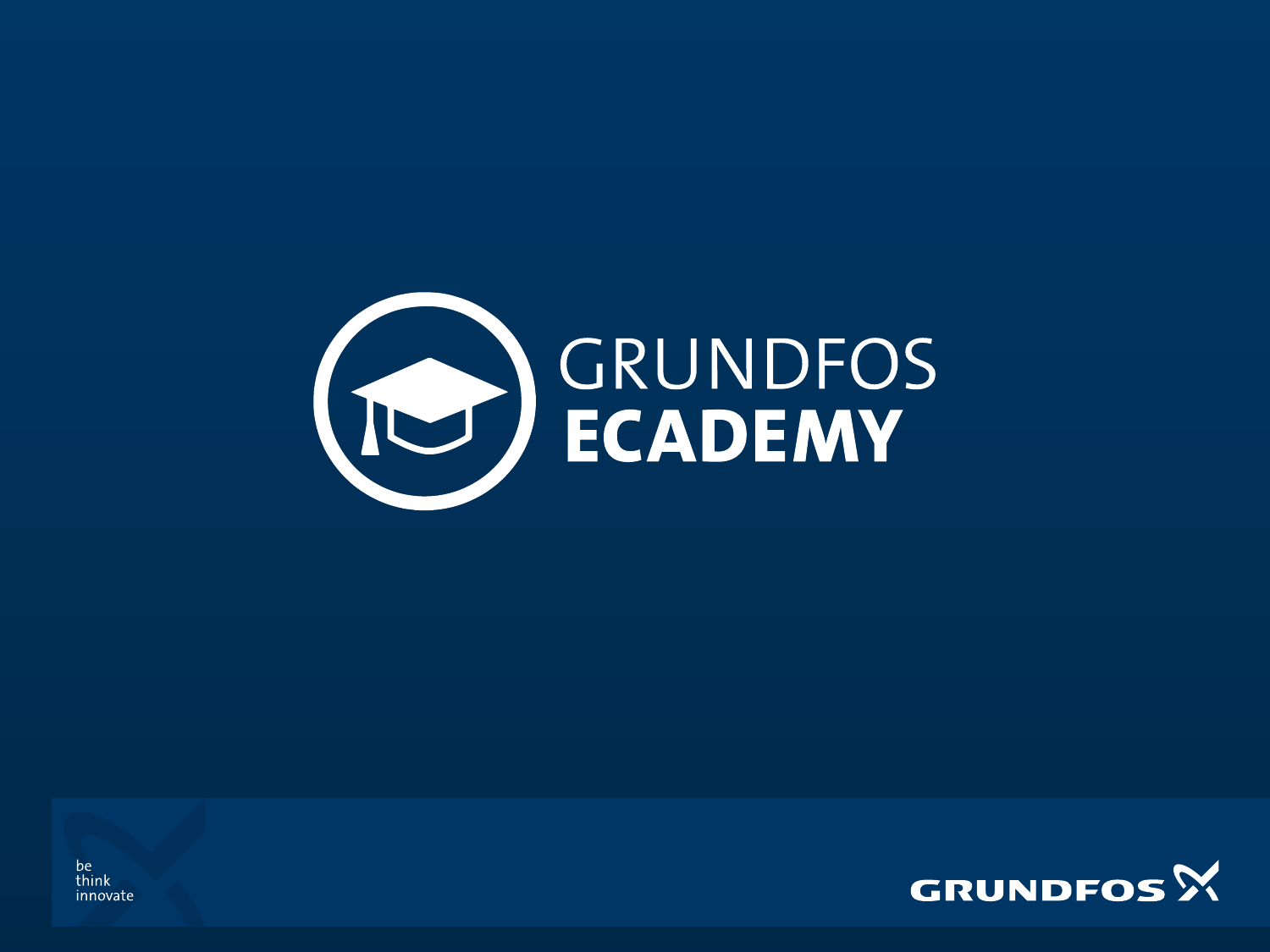# GRUNDFOS ECADEMY

be
think
innovate

GRUNDFOS